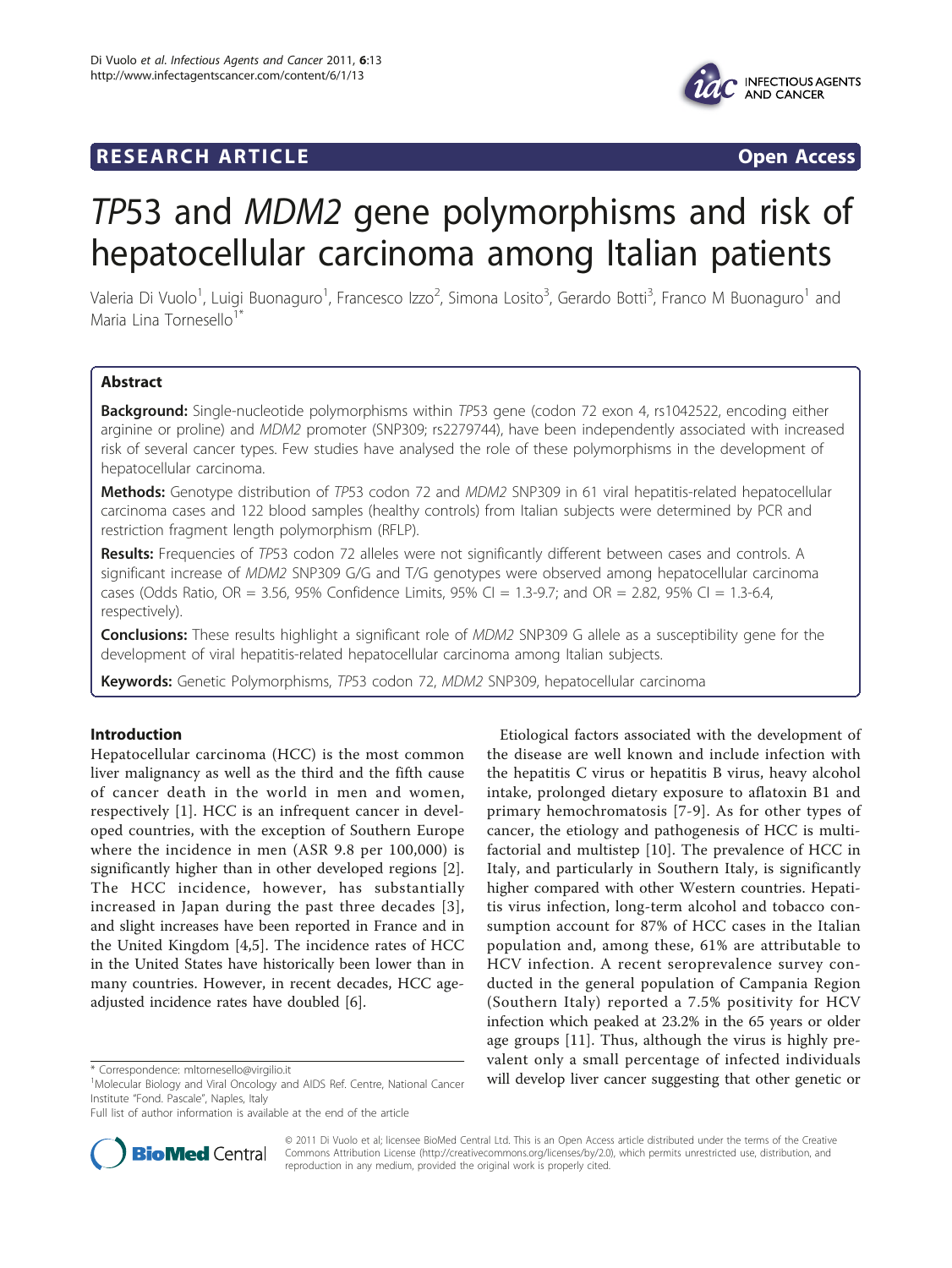RESEARCH ARTICLE Open Access

# TP53 and MDM2 gene polymorphisms and risk of hepatocellular carcinoma among Italian patients

Valeria Di Vuolo[1], Luigi Buonaguro[1], Francesco Izzo[2], Simona Losito[3], Gerardo Botti[3], Franco M Buonaguro[1] and Maria Lina Tornesello[1*]

## Abstract

**Background:** Single-nucleotide polymorphisms within *TP53* gene (codon 72 exon 4, rs1042522, encoding either arginine or proline) and *MDM2* promoter (SNP309; rs2279744), have been independently associated with increased risk of several cancer types. Few studies have analysed the role of these polymorphisms in the development of hepatocellular carcinoma.

**Methods:** Genotype distribution of *TP53* codon 72 and *MDM2* SNP309 in 61 viral hepatitis-related hepatocellular carcinoma cases and 122 blood samples (healthy controls) from Italian subjects were determined by PCR and restriction fragment length polymorphism (RFLP).

**Results:** Frequencies of *TP53* codon 72 alleles were not significantly different between cases and controls. A significant increase of *MDM2* SNP309 G/G and T/G genotypes were observed among hepatocellular carcinoma cases (Odds Ratio, OR = 3.56, 95% Confidence Limits, 95% CI = 1.3-9.7; and OR = 2.82, 95% CI = 1.3-6.4, respectively).

**Conclusions:** These results highlight a significant role of *MDM2* SNP309 G allele as a susceptibility gene for the development of viral hepatitis-related hepatocellular carcinoma among Italian subjects.

**Keywords:** Genetic Polymorphisms, *TP53* codon 72, *MDM2* SNP309, hepatocellular carcinoma

## Introduction

Hepatocellular carcinoma (HCC) is the most common liver malignancy as well as the third and the fifth cause of cancer death in the world in men and women, respectively [1]. HCC is an infrequent cancer in developed countries, with the exception of Southern Europe where the incidence in men (ASR 9.8 per 100,000) is significantly higher than in other developed regions [2]. The HCC incidence, however, has substantially increased in Japan during the past three decades [3], and slight increases have been reported in France and in the United Kingdom [4,5]. The incidence rates of HCC in the United States have historically been lower than in many countries. However, in recent decades, HCC age-adjusted incidence rates have doubled [6].

Etiological factors associated with the development of the disease are well known and include infection with the hepatitis C virus or hepatitis B virus, heavy alcohol intake, prolonged dietary exposure to aflatoxin B1 and primary hemochromatosis [7-9]. As for other types of cancer, the etiology and pathogenesis of HCC is multifactorial and multistep [10]. The prevalence of HCC in Italy, and particularly in Southern Italy, is significantly higher compared with other Western countries. Hepatitis virus infection, long-term alcohol and tobacco consumption account for 87% of HCC cases in the Italian population and, among these, 61% are attributable to HCV infection. A recent seroprevalence survey conducted in the general population of Campania Region (Southern Italy) reported a 7.5% positivity for HCV infection which peaked at 23.2% in the 65 years or older age groups [11]. Thus, although the virus is highly prevalent only a small percentage of infected individuals will develop liver cancer suggesting that other genetic or

\* Correspondence: mltornesello@virgilio.it
[1]Molecular Biology and Viral Oncology and AIDS Ref. Centre, National Cancer Institute "Fond. Pascale", Naples, Italy
Full list of author information is available at the end of the article

© 2011 Di Vuolo et al; licensee BioMed Central Ltd. This is an Open Access article distributed under the terms of the Creative Commons Attribution License (http://creativecommons.org/licenses/by/2.0), which permits unrestricted use, distribution, and reproduction in any medium, provided the original work is properly cited.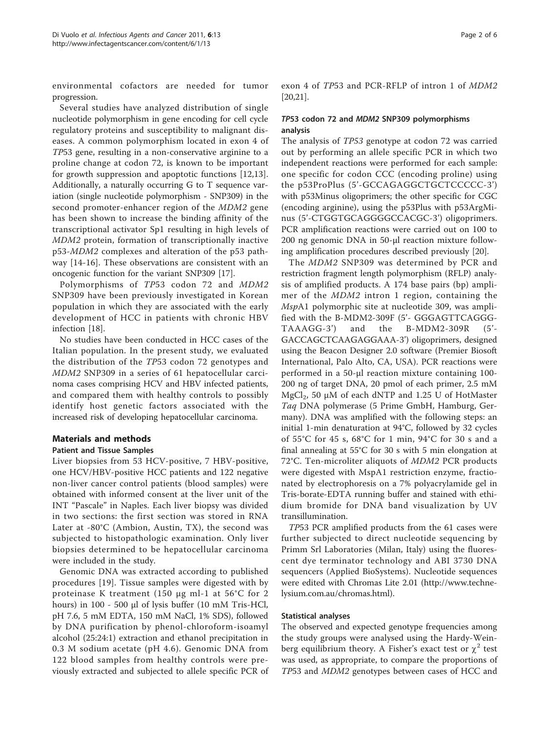environmental cofactors are needed for tumor progression.

Several studies have analyzed distribution of single nucleotide polymorphism in gene encoding for cell cycle regulatory proteins and susceptibility to malignant diseases. A common polymorphism located in exon 4 of *TP*53 gene, resulting in a non-conservative arginine to a proline change at codon 72, is known to be important for growth suppression and apoptotic functions [12,13]. Additionally, a naturally occurring G to T sequence variation (single nucleotide polymorphism - SNP309) in the second promoter-enhancer region of the *MDM2* gene has been shown to increase the binding affinity of the transcriptional activator Sp1 resulting in high levels of *MDM2* protein, formation of transcriptionally inactive p53-*MDM2* complexes and alteration of the p53 pathway [14-16]. These observations are consistent with an oncogenic function for the variant SNP309 [17].

Polymorphisms of *TP*53 codon 72 and *MDM2* SNP309 have been previously investigated in Korean population in which they are associated with the early development of HCC in patients with chronic HBV infection [18].

No studies have been conducted in HCC cases of the Italian population. In the present study, we evaluated the distribution of the *TP*53 codon 72 genotypes and *MDM2* SNP309 in a series of 61 hepatocellular carcinoma cases comprising HCV and HBV infected patients, and compared them with healthy controls to possibly identify host genetic factors associated with the increased risk of developing hepatocellular carcinoma.

## Materials and methods

### Patient and Tissue Samples

Liver biopsies from 53 HCV-positive, 7 HBV-positive, one HCV/HBV-positive HCC patients and 122 negative non-liver cancer control patients (blood samples) were obtained with informed consent at the liver unit of the INT "Pascale" in Naples. Each liver biopsy was divided in two sections: the first section was stored in RNA Later at -80°C (Ambion, Austin, TX), the second was subjected to histopathologic examination. Only liver biopsies determined to be hepatocellular carcinoma were included in the study.

Genomic DNA was extracted according to published procedures [19]. Tissue samples were digested with by proteinase K treatment (150 μg ml-1 at 56°C for 2 hours) in 100 - 500 μl of lysis buffer (10 mM Tris-HCl, pH 7.6, 5 mM EDTA, 150 mM NaCl, 1% SDS), followed by DNA purification by phenol-chloroform-isoamyl alcohol (25:24:1) extraction and ethanol precipitation in 0.3 M sodium acetate (pH 4.6). Genomic DNA from 122 blood samples from healthy controls were previously extracted and subjected to allele specific PCR of exon 4 of *TP*53 and PCR-RFLP of intron 1 of *MDM2* [20,21].

### *TP*53 codon 72 and *MDM2* SNP309 polymorphisms analysis

The analysis of *TP53* genotype at codon 72 was carried out by performing an allele specific PCR in which two independent reactions were performed for each sample: one specific for codon CCC (encoding proline) using the p53ProPlus (5'-GCCAGAGGCTGCTCCCCC-3') with p53Minus oligoprimers; the other specific for CGC (encoding arginine), using the p53Plus with p53ArgMinus (5'-CTGGTGCAGGGGCCACGC-3') oligoprimers. PCR amplification reactions were carried out on 100 to 200 ng genomic DNA in 50-μl reaction mixture following amplification procedures described previously [20].

The *MDM2* SNP309 was determined by PCR and restriction fragment length polymorphism (RFLP) analysis of amplified products. A 174 base pairs (bp) amplimer of the *MDM2* intron 1 region, containing the *Msp*A1 polymorphic site at nucleotide 309, was amplified with the B-MDM2-309F (5'- GGGAGTTCAGGG-TAAAGG-3') and the B-MDM2-309R (5'-GACCAGCTCAAGAGGAAA-3') oligoprimers, designed using the Beacon Designer 2.0 software (Premier Biosoft International, Palo Alto, CA, USA). PCR reactions were performed in a 50-μl reaction mixture containing 100-200 ng of target DNA, 20 pmol of each primer, 2.5 mM $MgCl_2$, 50 μM of each dNTP and 1.25 U of HotMaster *Taq* DNA polymerase (5 Prime GmbH, Hamburg, Germany). DNA was amplified with the following steps: an initial 1-min denaturation at 94°C, followed by 32 cycles of 55°C for 45 s, 68°C for 1 min, 94°C for 30 s and a final annealing at 55°C for 30 s with 5 min elongation at 72°C. Ten-microliter aliquots of *MDM2* PCR products were digested with MspA1 restriction enzyme, fractionated by electrophoresis on a 7% polyacrylamide gel in Tris-borate-EDTA running buffer and stained with ethidium bromide for DNA band visualization by UV transillumination.

*TP*53 PCR amplified products from the 61 cases were further subjected to direct nucleotide sequencing by Primm Srl Laboratories (Milan, Italy) using the fluorescent dye terminator technology and ABI 3730 DNA sequencers (Applied BioSystems). Nucleotide sequences were edited with Chromas Lite 2.01 (http://www.technelysium.com.au/chromas.html).

### Statistical analyses

The observed and expected genotype frequencies among the study groups were analysed using the Hardy-Weinberg equilibrium theory. A Fisher's exact test or $\chi^2$ test was used, as appropriate, to compare the proportions of *TP*53 and *MDM2* genotypes between cases of HCC and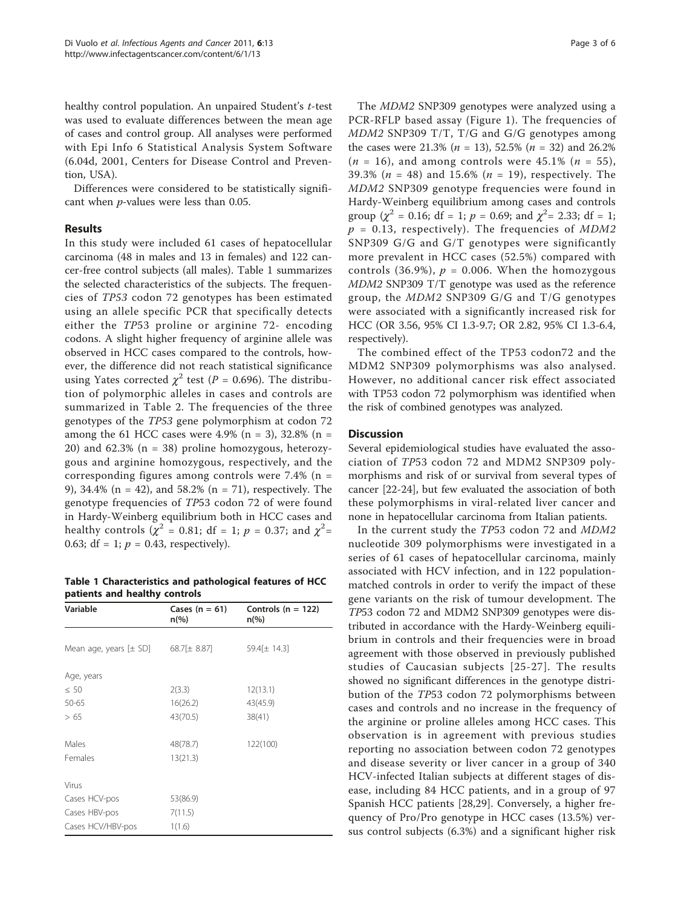healthy control population. An unpaired Student's *t*-test was used to evaluate differences between the mean age of cases and control group. All analyses were performed with Epi Info 6 Statistical Analysis System Software (6.04d, 2001, Centers for Disease Control and Prevention, USA).

Differences were considered to be statistically significant when *p*-values were less than 0.05.

## Results

In this study were included 61 cases of hepatocellular carcinoma (48 in males and 13 in females) and 122 cancer-free control subjects (all males). Table 1 summarizes the selected characteristics of the subjects. The frequencies of *TP53* codon 72 genotypes has been estimated using an allele specific PCR that specifically detects either the *TP*53 proline or arginine 72- encoding codons. A slight higher frequency of arginine allele was observed in HCC cases compared to the controls, however, the difference did not reach statistical significance using Yates corrected $\chi^2$ test ($P = 0.696$). The distribution of polymorphic alleles in cases and controls are summarized in Table 2. The frequencies of the three genotypes of the *TP53* gene polymorphism at codon 72 among the 61 HCC cases were 4.9% (n = 3), 32.8% (n = 20) and 62.3% (n = 38) proline homozygous, heterozygous and arginine homozygous, respectively, and the corresponding figures among controls were 7.4% (n = 9), 34.4% (n = 42), and 58.2% (n = 71), respectively. The genotype frequencies of *TP*53 codon 72 of were found in Hardy-Weinberg equilibrium both in HCC cases and healthy controls ($\chi^2 = 0.81$; df = 1; $p = 0.37$; and $\chi^2 = 0.63$; df = 1; $p = 0.43$, respectively).

**Table 1 Characteristics and pathological features of HCC patients and healthy controls**

| Variable | Cases (n = 61) n(%) | Controls (n = 122) n(%) |
|---|---|---|
| Mean age, years [± SD] | 68.7[± 8.87] | 59.4[± 14.3] |
| Age, years | | |
| ≤ 50 | 2(3.3) | 12(13.1) |
| 50-65 | 16(26.2) | 43(45.9) |
| > 65 | 43(70.5) | 38(41) |
| Males | 48(78.7) | 122(100) |
| Females | 13(21.3) | |
| Virus | | |
| Cases HCV-pos | 53(86.9) | |
| Cases HBV-pos | 7(11.5) | |
| Cases HCV/HBV-pos | 1(1.6) | |

The *MDM2* SNP309 genotypes were analyzed using a PCR-RFLP based assay (Figure 1). The frequencies of *MDM2* SNP309 T/T, T/G and G/G genotypes among the cases were 21.3% ($n = 13$), 52.5% ($n = 32$) and 26.2% ($n = 16$), and among controls were 45.1% ($n = 55$), 39.3% ($n = 48$) and 15.6% ($n = 19$), respectively. The *MDM2* SNP309 genotype frequencies were found in Hardy-Weinberg equilibrium among cases and controls group ($\chi^2 = 0.16$; df = 1; $p = 0.69$; and $\chi^2 = 2.33$; df = 1; $p = 0.13$, respectively). The frequencies of *MDM2* SNP309 G/G and G/T genotypes were significantly more prevalent in HCC cases (52.5%) compared with controls (36.9%), $p = 0.006$. When the homozygous *MDM2* SNP309 T/T genotype was used as the reference group, the *MDM2* SNP309 G/G and T/G genotypes were associated with a significantly increased risk for HCC (OR 3.56, 95% CI 1.3-9.7; OR 2.82, 95% CI 1.3-6.4, respectively).

The combined effect of the TP53 codon72 and the MDM2 SNP309 polymorphisms was also analysed. However, no additional cancer risk effect associated with TP53 codon 72 polymorphism was identified when the risk of combined genotypes was analyzed.

## Discussion

Several epidemiological studies have evaluated the association of *TP53* codon 72 and MDM2 SNP309 polymorphisms and risk of or survival from several types of cancer [22-24], but few evaluated the association of both these polymorphisms in viral-related liver cancer and none in hepatocellular carcinoma from Italian patients.

In the current study the *TP*53 codon 72 and *MDM2* nucleotide 309 polymorphisms were investigated in a series of 61 cases of hepatocellular carcinoma, mainly associated with HCV infection, and in 122 population-matched controls in order to verify the impact of these gene variants on the risk of tumour development. The *TP*53 codon 72 and MDM2 SNP309 genotypes were distributed in accordance with the Hardy-Weinberg equilibrium in controls and their frequencies were in broad agreement with those observed in previously published studies of Caucasian subjects [25-27]. The results showed no significant differences in the genotype distribution of the *TP*53 codon 72 polymorphisms between cases and controls and no increase in the frequency of the arginine or proline alleles among HCC cases. This observation is in agreement with previous studies reporting no association between codon 72 genotypes and disease severity or liver cancer in a group of 340 HCV-infected Italian subjects at different stages of disease, including 84 HCC patients, and in a group of 97 Spanish HCC patients [28,29]. Conversely, a higher frequency of Pro/Pro genotype in HCC cases (13.5%) versus control subjects (6.3%) and a significant higher risk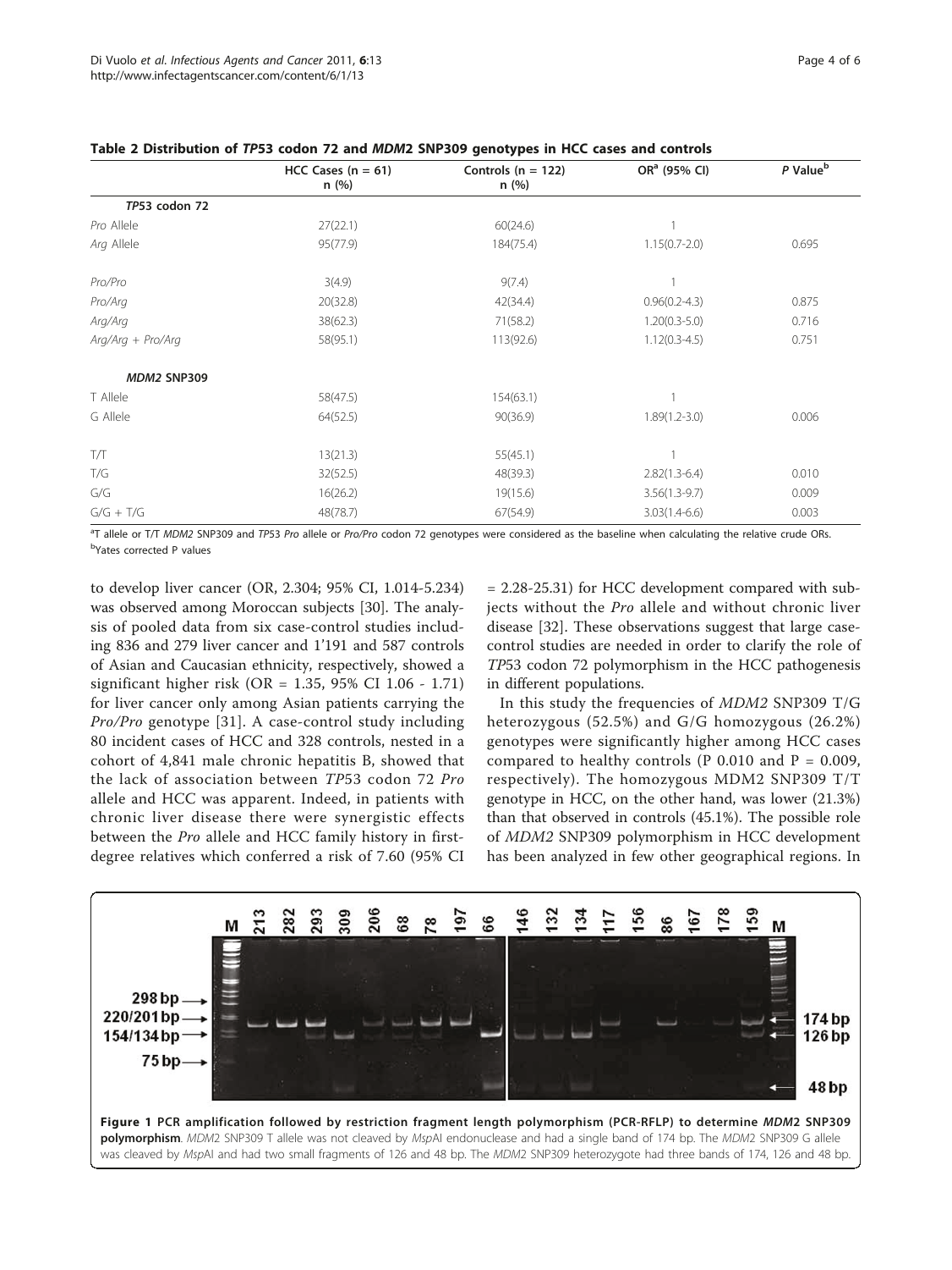**Table 2 Distribution of *TP53* codon 72 and *MDM2* SNP309 genotypes in HCC cases and controls**

| | HCC Cases (n = 61) n (%) | Controls (n = 122) n (%) | OR[a] (95% CI) | *P* Value[b] |
|---|---|---|---|---|
| ***TP53* codon 72** | | | | |
| *Pro* Allele | 27(22.1) | 60(24.6) | 1 | |
| *Arg* Allele | 95(77.9) | 184(75.4) | 1.15(0.7-2.0) | 0.695 |
| *Pro/Pro* | 3(4.9) | 9(7.4) | 1 | |
| *Pro/Arg* | 20(32.8) | 42(34.4) | 0.96(0.2-4.3) | 0.875 |
| *Arg/Arg* | 38(62.3) | 71(58.2) | 1.20(0.3-5.0) | 0.716 |
| *Arg/Arg + Pro/Arg* | 58(95.1) | 113(92.6) | 1.12(0.3-4.5) | 0.751 |
| ***MDM2* SNP309** | | | | |
| T Allele | 58(47.5) | 154(63.1) | 1 | |
| G Allele | 64(52.5) | 90(36.9) | 1.89(1.2-3.0) | 0.006 |
| T/T | 13(21.3) | 55(45.1) | 1 | |
| T/G | 32(52.5) | 48(39.3) | 2.82(1.3-6.4) | 0.010 |
| G/G | 16(26.2) | 19(15.6) | 3.56(1.3-9.7) | 0.009 |
| G/G + T/G | 48(78.7) | 67(54.9) | 3.03(1.4-6.6) | 0.003 |

[a]T allele or T/T *MDM2* SNP309 and *TP53 Pro* allele or *Pro/Pro* codon 72 genotypes were considered as the baseline when calculating the relative crude ORs.
[b]Yates corrected P values

to develop liver cancer (OR, 2.304; 95% CI, 1.014-5.234) was observed among Moroccan subjects [30]. The analysis of pooled data from six case-control studies including 836 and 279 liver cancer and 1'191 and 587 controls of Asian and Caucasian ethnicity, respectively, showed a significant higher risk (OR = 1.35, 95% CI 1.06 - 1.71) for liver cancer only among Asian patients carrying the *Pro/Pro* genotype [31]. A case-control study including 80 incident cases of HCC and 328 controls, nested in a cohort of 4,841 male chronic hepatitis B, showed that the lack of association between *TP*53 codon 72 *Pro* allele and HCC was apparent. Indeed, in patients with chronic liver disease there were synergistic effects between the *Pro* allele and HCC family history in first-degree relatives which conferred a risk of 7.60 (95% CI = 2.28-25.31) for HCC development compared with subjects without the *Pro* allele and without chronic liver disease [32]. These observations suggest that large case-control studies are needed in order to clarify the role of *TP*53 codon 72 polymorphism in the HCC pathogenesis in different populations.

In this study the frequencies of *MDM2* SNP309 T/G heterozygous (52.5%) and G/G homozygous (26.2%) genotypes were significantly higher among HCC cases compared to healthy controls (P 0.010 and P = 0.009, respectively). The homozygous MDM2 SNP309 T/T genotype in HCC, on the other hand, was lower (21.3%) than that observed in controls (45.1%). The possible role of *MDM2* SNP309 polymorphism in HCC development has been analyzed in few other geographical regions. In

**Figure 1 PCR amplification followed by restriction fragment length polymorphism (PCR-RFLP) to determine *MDM2* SNP309 polymorphism**. *MDM*2 SNP309 T allele was not cleaved by *Msp*AI endonuclease and had a single band of 174 bp. The *MDM*2 SNP309 G allele was cleaved by *Msp*AI and had two small fragments of 126 and 48 bp. The *MDM*2 SNP309 heterozygote had three bands of 174, 126 and 48 bp.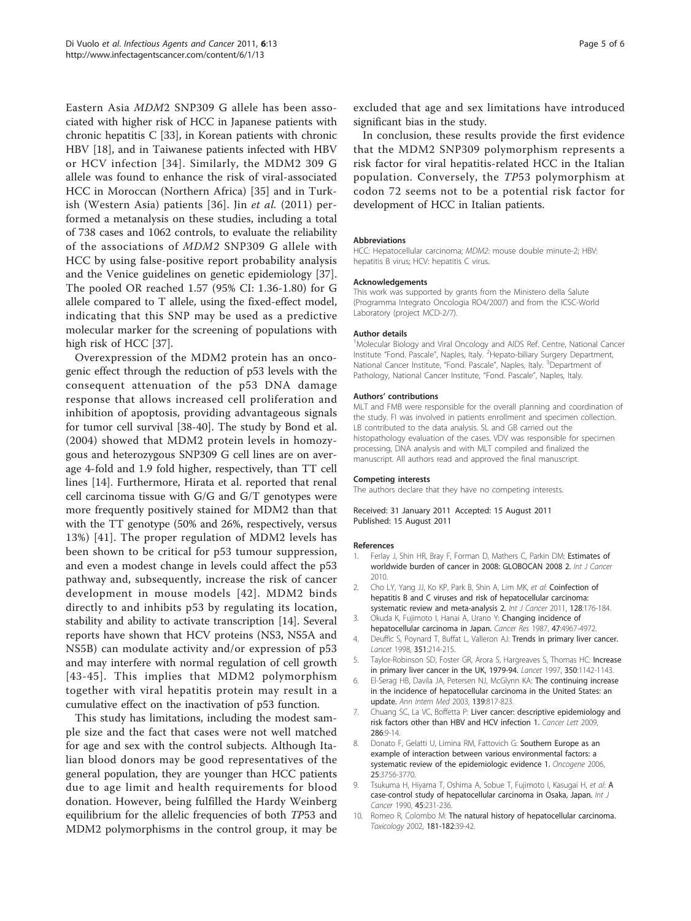Eastern Asia *MDM2* SNP309 G allele has been associated with higher risk of HCC in Japanese patients with chronic hepatitis C [33], in Korean patients with chronic HBV [18], and in Taiwanese patients infected with HBV or HCV infection [34]. Similarly, the MDM2 309 G allele was found to enhance the risk of viral-associated HCC in Moroccan (Northern Africa) [35] and in Turkish (Western Asia) patients [36]. Jin *et al.* (2011) performed a metanalysis on these studies, including a total of 738 cases and 1062 controls, to evaluate the reliability of the associations of *MDM2* SNP309 G allele with HCC by using false-positive report probability analysis and the Venice guidelines on genetic epidemiology [37]. The pooled OR reached 1.57 (95% CI: 1.36-1.80) for G allele compared to T allele, using the fixed-effect model, indicating that this SNP may be used as a predictive molecular marker for the screening of populations with high risk of HCC [37].

Overexpression of the MDM2 protein has an oncogenic effect through the reduction of p53 levels with the consequent attenuation of the p53 DNA damage response that allows increased cell proliferation and inhibition of apoptosis, providing advantageous signals for tumor cell survival [38-40]. The study by Bond et al. (2004) showed that MDM2 protein levels in homozygous and heterozygous SNP309 G cell lines are on average 4-fold and 1.9 fold higher, respectively, than TT cell lines [14]. Furthermore, Hirata et al. reported that renal cell carcinoma tissue with G/G and G/T genotypes were more frequently positively stained for MDM2 than that with the TT genotype (50% and 26%, respectively, versus 13%) [41]. The proper regulation of MDM2 levels has been shown to be critical for p53 tumour suppression, and even a modest change in levels could affect the p53 pathway and, subsequently, increase the risk of cancer development in mouse models [42]. MDM2 binds directly to and inhibits p53 by regulating its location, stability and ability to activate transcription [14]. Several reports have shown that HCV proteins (NS3, NS5A and NS5B) can modulate activity and/or expression of p53 and may interfere with normal regulation of cell growth [43-45]. This implies that MDM2 polymorphism together with viral hepatitis protein may result in a cumulative effect on the inactivation of p53 function.

This study has limitations, including the modest sample size and the fact that cases were not well matched for age and sex with the control subjects. Although Italian blood donors may be good representatives of the general population, they are younger than HCC patients due to age limit and health requirements for blood donation. However, being fulfilled the Hardy Weinberg equilibrium for the allelic frequencies of both *TP*53 and MDM2 polymorphisms in the control group, it may be excluded that age and sex limitations have introduced significant bias in the study.

In conclusion, these results provide the first evidence that the MDM2 SNP309 polymorphism represents a risk factor for viral hepatitis-related HCC in the Italian population. Conversely, the *TP*53 polymorphism at codon 72 seems not to be a potential risk factor for development of HCC in Italian patients.

#### Abbreviations

HCC: Hepatocellular carcinoma; *MDM2*: mouse double minute-2; HBV: hepatitis B virus; HCV: hepatitis C virus.

#### Acknowledgements

This work was supported by grants from the Ministero della Salute (Programma Integrato Oncologia RO4/2007) and from the ICSC-World Laboratory (project MCD-2/7).

#### Author details

[1]Molecular Biology and Viral Oncology and AIDS Ref. Centre, National Cancer Institute "Fond. Pascale", Naples, Italy. [2]Hepato-biliary Surgery Department, National Cancer Institute, "Fond. Pascale", Naples, Italy. [3]Department of Pathology, National Cancer Institute, "Fond. Pascale", Naples, Italy.

#### Authors' contributions

MLT and FMB were responsible for the overall planning and coordination of the study. FI was involved in patients enrollment and specimen collection. LB contributed to the data analysis. SL and GB carried out the histopathology evaluation of the cases. VDV was responsible for specimen processing, DNA analysis and with MLT compiled and finalized the manuscript. All authors read and approved the final manuscript.

#### Competing interests

The authors declare that they have no competing interests.

Received: 31 January 2011 Accepted: 15 August 2011
Published: 15 August 2011

#### References

1. Ferlay J, Shin HR, Bray F, Forman D, Mathers C, Parkin DM: **Estimates of worldwide burden of cancer in 2008: GLOBOCAN 2008 2.** *Int J Cancer* 2010.
2. Cho LY, Yang JJ, Ko KP, Park B, Shin A, Lim MK, *et al*: **Coinfection of hepatitis B and C viruses and risk of hepatocellular carcinoma: systematic review and meta-analysis 2.** *Int J Cancer* 2011, **128**:176-184.
3. Okuda K, Fujimoto I, Hanai A, Urano Y: **Changing incidence of hepatocellular carcinoma in Japan.** *Cancer Res* 1987, **47**:4967-4972.
4. Deuffic S, Poynard T, Buffat L, Valleron AJ: **Trends in primary liver cancer.** *Lancet* 1998, **351**:214-215.
5. Taylor-Robinson SD, Foster GR, Arora S, Hargreaves S, Thomas HC: **Increase in primary liver cancer in the UK, 1979-94.** *Lancet* 1997, **350**:1142-1143.
6. El-Serag HB, Davila JA, Petersen NJ, McGlynn KA: **The continuing increase in the incidence of hepatocellular carcinoma in the United States: an update.** *Ann Intern Med* 2003, **139**:817-823.
7. Chuang SC, La VC, Boffetta P: **Liver cancer: descriptive epidemiology and risk factors other than HBV and HCV infection 1.** *Cancer Lett* 2009, **286**:9-14.
8. Donato F, Gelatti U, Limina RM, Fattovich G: **Southern Europe as an example of interaction between various environmental factors: a systematic review of the epidemiologic evidence 1.** *Oncogene* 2006, **25**:3756-3770.
9. Tsukuma H, Hiyama T, Oshima A, Sobue T, Fujimoto I, Kasugai H, *et al*: **A case-control study of hepatocellular carcinoma in Osaka, Japan.** *Int J Cancer* 1990, **45**:231-236.
10. Romeo R, Colombo M: **The natural history of hepatocellular carcinoma.** *Toxicology* 2002, **181-182**:39-42.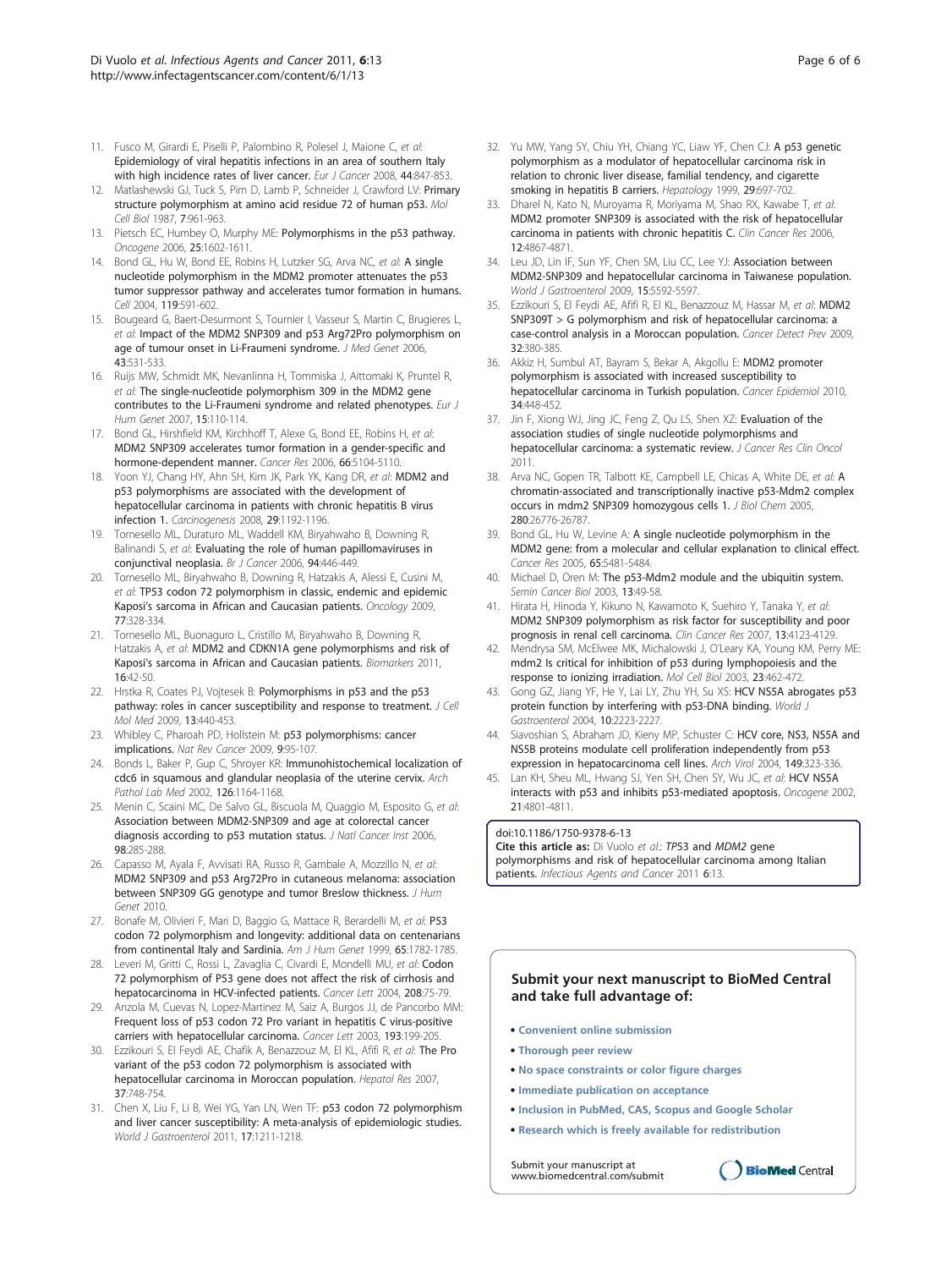11. Fusco M, Girardi E, Piselli P, Palombino R, Polesel J, Maione C, *et al*: **Epidemiology of viral hepatitis infections in an area of southern Italy with high incidence rates of liver cancer.** *Eur J Cancer* 2008, **44**:847-853.
12. Matlashewski GJ, Tuck S, Pim D, Lamb P, Schneider J, Crawford LV: **Primary structure polymorphism at amino acid residue 72 of human p53.** *Mol Cell Biol* 1987, **7**:961-963.
13. Pietsch EC, Humbey O, Murphy ME: **Polymorphisms in the p53 pathway.** *Oncogene* 2006, **25**:1602-1611.
14. Bond GL, Hu W, Bond EE, Robins H, Lutzker SG, Arva NC, *et al*: **A single nucleotide polymorphism in the MDM2 promoter attenuates the p53 tumor suppressor pathway and accelerates tumor formation in humans.** *Cell* 2004, **119**:591-602.
15. Bougeard G, Baert-Desurmont S, Tournier I, Vasseur S, Martin C, Brugieres L, *et al*: **Impact of the MDM2 SNP309 and p53 Arg72Pro polymorphism on age of tumour onset in Li-Fraumeni syndrome.** *J Med Genet* 2006, **43**:531-533.
16. Ruijs MW, Schmidt MK, Nevanlinna H, Tommiska J, Aittomaki K, Pruntel R, *et al*: **The single-nucleotide polymorphism 309 in the MDM2 gene contributes to the Li-Fraumeni syndrome and related phenotypes.** *Eur J Hum Genet* 2007, **15**:110-114.
17. Bond GL, Hirshfield KM, Kirchhoff T, Alexe G, Bond EE, Robins H, *et al*: **MDM2 SNP309 accelerates tumor formation in a gender-specific and hormone-dependent manner.** *Cancer Res* 2006, **66**:5104-5110.
18. Yoon YJ, Chang HY, Ahn SH, Kim JK, Park YK, Kang DR, *et al*: **MDM2 and p53 polymorphisms are associated with the development of hepatocellular carcinoma in patients with chronic hepatitis B virus infection 1.** *Carcinogenesis* 2008, **29**:1192-1196.
19. Tornesello ML, Duraturo ML, Waddell KM, Biryahwaho B, Downing R, Balinandi S, *et al*: **Evaluating the role of human papillomaviruses in conjunctival neoplasia.** *Br J Cancer* 2006, **94**:446-449.
20. Tornesello ML, Biryahwaho B, Downing R, Hatzakis A, Alessi E, Cusini M, *et al*: **TP53 codon 72 polymorphism in classic, endemic and epidemic Kaposi's sarcoma in African and Caucasian patients.** *Oncology* 2009, **77**:328-334.
21. Tornesello ML, Buonaguro L, Cristillo M, Biryahwaho B, Downing R, Hatzakis A, *et al*: **MDM2 and CDKN1A gene polymorphisms and risk of Kaposi's sarcoma in African and Caucasian patients.** *Biomarkers* 2011, **16**:42-50.
22. Hrstka R, Coates PJ, Vojtesek B: **Polymorphisms in p53 and the p53 pathway: roles in cancer susceptibility and response to treatment.** *J Cell Mol Med* 2009, **13**:440-453.
23. Whibley C, Pharoah PD, Hollstein M: **p53 polymorphisms: cancer implications.** *Nat Rev Cancer* 2009, **9**:95-107.
24. Bonds L, Baker P, Gup C, Shroyer KR: **Immunohistochemical localization of cdc6 in squamous and glandular neoplasia of the uterine cervix.** *Arch Pathol Lab Med* 2002, **126**:1164-1168.
25. Menin C, Scaini MC, De Salvo GL, Biscuola M, Quaggio M, Esposito G, *et al*: **Association between MDM2-SNP309 and age at colorectal cancer diagnosis according to p53 mutation status.** *J Natl Cancer Inst* 2006, **98**:285-288.
26. Capasso M, Ayala F, Avvisati RA, Russo R, Gambale A, Mozzillo N, *et al*: **MDM2 SNP309 and p53 Arg72Pro in cutaneous melanoma: association between SNP309 GG genotype and tumor Breslow thickness.** *J Hum Genet* 2010.
27. Bonafe M, Olivieri F, Mari D, Baggio G, Mattace R, Berardelli M, *et al*: **P53 codon 72 polymorphism and longevity: additional data on centenarians from continental Italy and Sardinia.** *Am J Hum Genet* 1999, **65**:1782-1785.
28. Leveri M, Gritti C, Rossi L, Zavaglia C, Civardi E, Mondelli MU, *et al*: **Codon 72 polymorphism of P53 gene does not affect the risk of cirrhosis and hepatocarcinoma in HCV-infected patients.** *Cancer Lett* 2004, **208**:75-79.
29. Anzola M, Cuevas N, Lopez-Martinez M, Saiz A, Burgos JJ, de Pancorbo MM: **Frequent loss of p53 codon 72 Pro variant in hepatitis C virus-positive carriers with hepatocellular carcinoma.** *Cancer Lett* 2003, **193**:199-205.
30. Ezzikouri S, El Feydi AE, Chafik A, Benazzouz M, El KL, Afifi R, *et al*: **The Pro variant of the p53 codon 72 polymorphism is associated with hepatocellular carcinoma in Moroccan population.** *Hepatol Res* 2007, **37**:748-754.
31. Chen X, Liu F, Li B, Wei YG, Yan LN, Wen TF: **p53 codon 72 polymorphism and liver cancer susceptibility: A meta-analysis of epidemiologic studies.** *World J Gastroenterol* 2011, **17**:1211-1218.
32. Yu MW, Yang SY, Chiu YH, Chiang YC, Liaw YF, Chen CJ: **A p53 genetic polymorphism as a modulator of hepatocellular carcinoma risk in relation to chronic liver disease, familial tendency, and cigarette smoking in hepatitis B carriers.** *Hepatology* 1999, **29**:697-702.
33. Dharel N, Kato N, Muroyama R, Moriyama M, Shao RX, Kawabe T, *et al*: **MDM2 promoter SNP309 is associated with the risk of hepatocellular carcinoma in patients with chronic hepatitis C.** *Clin Cancer Res* 2006, **12**:4867-4871.
34. Leu JD, Lin IF, Sun YF, Chen SM, Liu CC, Lee YJ: **Association between MDM2-SNP309 and hepatocellular carcinoma in Taiwanese population.** *World J Gastroenterol* 2009, **15**:5592-5597.
35. Ezzikouri S, El Feydi AE, Afifi R, El KL, Benazzouz M, Hassar M, *et al*: **MDM2 SNP309T > G polymorphism and risk of hepatocellular carcinoma: a case-control analysis in a Moroccan population.** *Cancer Detect Prev* 2009, **32**:380-385.
36. Akkiz H, Sumbul AT, Bayram S, Bekar A, Akgollu E: **MDM2 promoter polymorphism is associated with increased susceptibility to hepatocellular carcinoma in Turkish population.** *Cancer Epidemiol* 2010, **34**:448-452.
37. Jin F, Xiong WJ, Jing JC, Feng Z, Qu LS, Shen XZ: **Evaluation of the association studies of single nucleotide polymorphisms and hepatocellular carcinoma: a systematic review.** *J Cancer Res Clin Oncol* 2011.
38. Arva NC, Gopen TR, Talbott KE, Campbell LE, Chicas A, White DE, *et al*: **A chromatin-associated and transcriptionally inactive p53-Mdm2 complex occurs in mdm2 SNP309 homozygous cells 1.** *J Biol Chem* 2005, **280**:26776-26787.
39. Bond GL, Hu W, Levine A: **A single nucleotide polymorphism in the MDM2 gene: from a molecular and cellular explanation to clinical effect.** *Cancer Res* 2005, **65**:5481-5484.
40. Michael D, Oren M: **The p53-Mdm2 module and the ubiquitin system.** *Semin Cancer Biol* 2003, **13**:49-58.
41. Hirata H, Hinoda Y, Kikuno N, Kawamoto K, Suehiro Y, Tanaka Y, *et al*: **MDM2 SNP309 polymorphism as risk factor for susceptibility and poor prognosis in renal cell carcinoma.** *Clin Cancer Res* 2007, **13**:4123-4129.
42. Mendrysa SM, McElwee MK, Michalowski J, O'Leary KA, Young KM, Perry ME: **mdm2 Is critical for inhibition of p53 during lymphopoiesis and the response to ionizing irradiation.** *Mol Cell Biol* 2003, **23**:462-472.
43. Gong GZ, Jiang YF, He Y, Lai LY, Zhu YH, Su XS: **HCV NS5A abrogates p53 protein function by interfering with p53-DNA binding.** *World J Gastroenterol* 2004, **10**:2223-2227.
44. Siavoshian S, Abraham JD, Kieny MP, Schuster C: **HCV core, NS3, NS5A and NS5B proteins modulate cell proliferation independently from p53 expression in hepatocarcinoma cell lines.** *Arch Virol* 2004, **149**:323-336.
45. Lan KH, Sheu ML, Hwang SJ, Yen SH, Chen SY, Wu JC, *et al*: **HCV NS5A interacts with p53 and inhibits p53-mediated apoptosis.** *Oncogene* 2002, **21**:4801-4811.

doi:10.1186/1750-9378-6-13

**Cite this article as:** Di Vuolo *et al.*: *TP53* and *MDM2* gene polymorphisms and risk of hepatocellular carcinoma among Italian patients. *Infectious Agents and Cancer* 2011 **6**:13.

**Submit your next manuscript to BioMed Central and take full advantage of:**

- **Convenient online submission**
- **Thorough peer review**
- **No space constraints or color figure charges**
- **Immediate publication on acceptance**
- **Inclusion in PubMed, CAS, Scopus and Google Scholar**
- **Research which is freely available for redistribution**

Submit your manuscript at www.biomedcentral.com/submit

BioMed Central